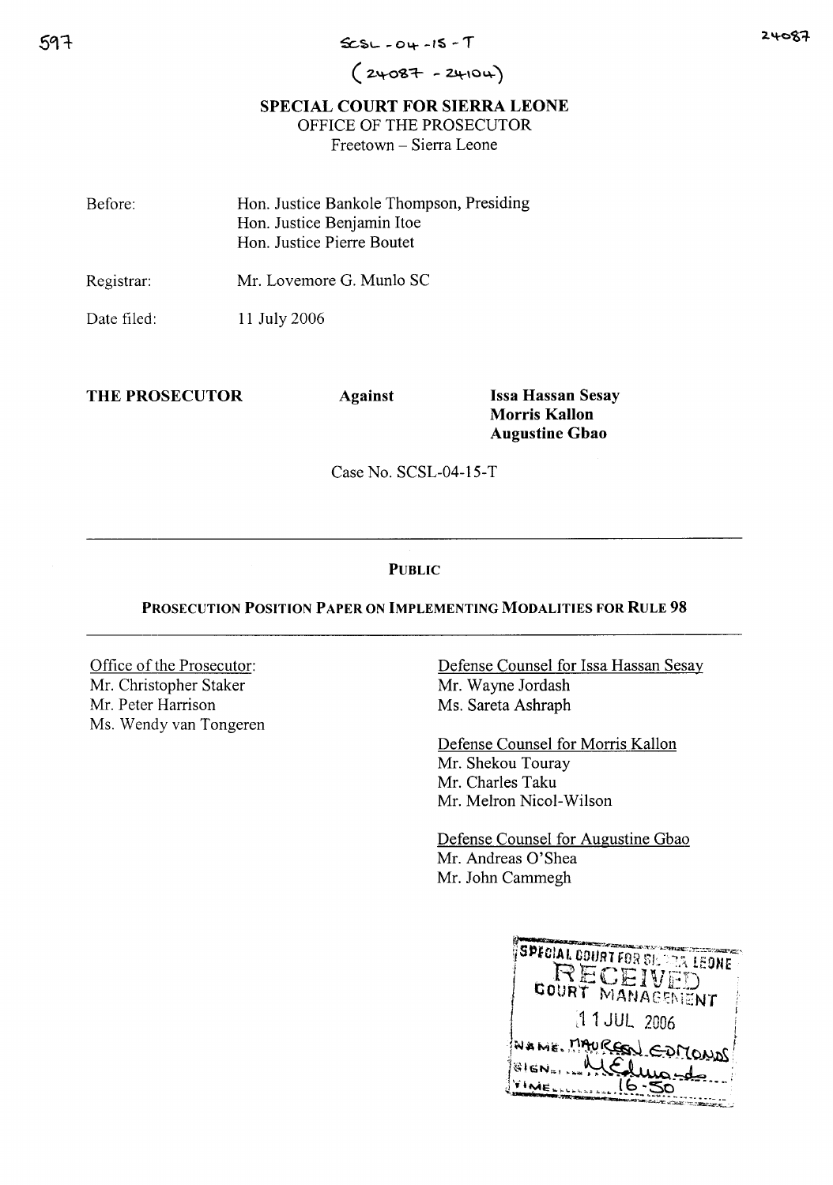SCSL-04-15-T

(24087 - 24104)

**SPECIAL COURT FOR SIERRA LEONE**

OFFICE OF THE PROSECUTOR

Freetown – Sierra Leone

| | |
|---|---|
| Before: | Hon. Justice Bankole Thompson, Presiding<br>Hon. Justice Benjamin Itoe<br>Hon. Justice Pierre Boutet |
| Registrar: | Mr. Lovemore G. Munlo SC |
| Date filed: | 11 July 2006 |

**THE PROSECUTOR** **Against** **Issa Hassan Sesay**
**Morris Kallon**
**Augustine Gbao**

Case No. SCSL-04-15-T

---

**PUBLIC**

**PROSECUTION POSITION PAPER ON IMPLEMENTING MODALITIES FOR RULE 98**

---

Office of the Prosecutor:
Mr. Christopher Staker
Mr. Peter Harrison
Ms. Wendy van Tongeren

Defense Counsel for Issa Hassan Sesay
Mr. Wayne Jordash
Ms. Sareta Ashraph

Defense Counsel for Morris Kallon
Mr. Shekou Touray
Mr. Charles Taku
Mr. Melron Nicol-Wilson

Defense Counsel for Augustine Gbao
Mr. Andreas O'Shea
Mr. John Cammegh

SPECIAL COURT FOR SIERRA LEONE
RECEIVED
COURT MANAGEMENT
11 JUL 2006
NAME: MAUREEN EDMONDS
SIGN: M.Edmonds
TIME: 16:50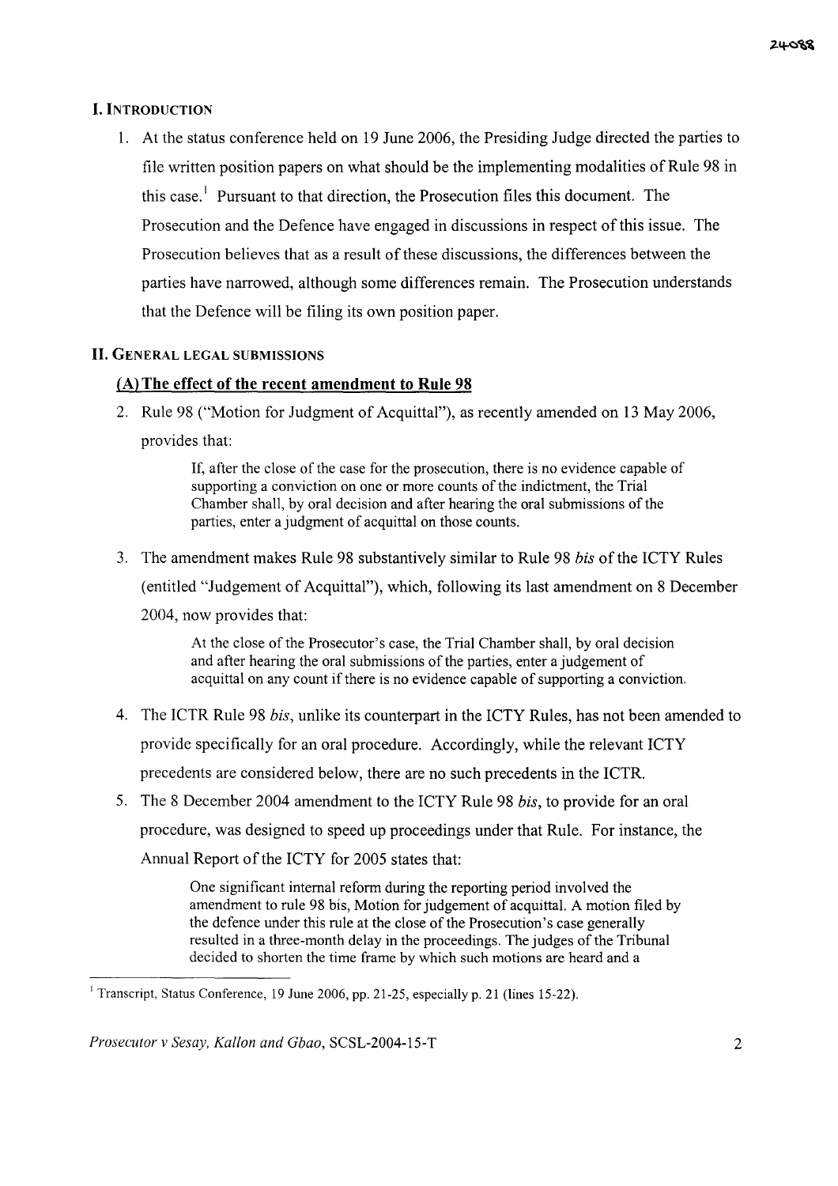## I. INTRODUCTION

1. At the status conference held on 19 June 2006, the Presiding Judge directed the parties to file written position papers on what should be the implementing modalities of Rule 98 in this case.[1] Pursuant to that direction, the Prosecution files this document. The Prosecution and the Defence have engaged in discussions in respect of this issue. The Prosecution believes that as a result of these discussions, the differences between the parties have narrowed, although some differences remain. The Prosecution understands that the Defence will be filing its own position paper.

## II. GENERAL LEGAL SUBMISSIONS

### (A) The effect of the recent amendment to Rule 98

2. Rule 98 ("Motion for Judgment of Acquittal"), as recently amended on 13 May 2006, provides that:

> If, after the close of the case for the prosecution, there is no evidence capable of supporting a conviction on one or more counts of the indictment, the Trial Chamber shall, by oral decision and after hearing the oral submissions of the parties, enter a judgment of acquittal on those counts.

3. The amendment makes Rule 98 substantively similar to Rule 98 *bis* of the ICTY Rules (entitled "Judgement of Acquittal"), which, following its last amendment on 8 December 2004, now provides that:

> At the close of the Prosecutor's case, the Trial Chamber shall, by oral decision and after hearing the oral submissions of the parties, enter a judgement of acquittal on any count if there is no evidence capable of supporting a conviction.

4. The ICTR Rule 98 *bis*, unlike its counterpart in the ICTY Rules, has not been amended to provide specifically for an oral procedure. Accordingly, while the relevant ICTY precedents are considered below, there are no such precedents in the ICTR.

5. The 8 December 2004 amendment to the ICTY Rule 98 *bis*, to provide for an oral procedure, was designed to speed up proceedings under that Rule. For instance, the Annual Report of the ICTY for 2005 states that:

> One significant internal reform during the reporting period involved the amendment to rule 98 bis, Motion for judgement of acquittal. A motion filed by the defence under this rule at the close of the Prosecution's case generally resulted in a three-month delay in the proceedings. The judges of the Tribunal decided to shorten the time frame by which such motions are heard and a

---

[1] Transcript, Status Conference, 19 June 2006, pp. 21-25, especially p. 21 (lines 15-22).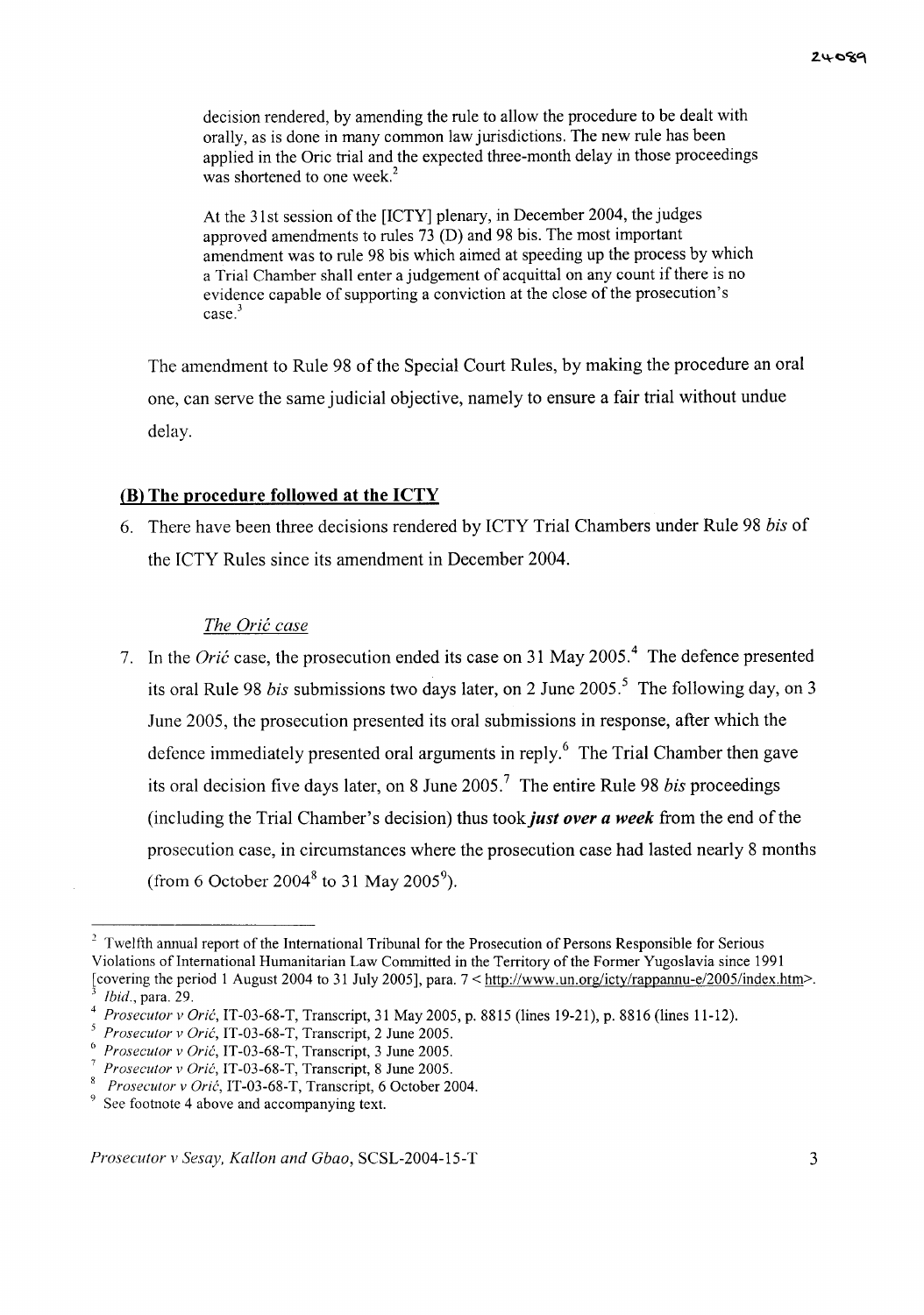decision rendered, by amending the rule to allow the procedure to be dealt with orally, as is done in many common law jurisdictions. The new rule has been applied in the Oric trial and the expected three-month delay in those proceedings was shortened to one week.[2]

> At the 31st session of the [ICTY] plenary, in December 2004, the judges approved amendments to rules 73 (D) and 98 bis. The most important amendment was to rule 98 bis which aimed at speeding up the process by which a Trial Chamber shall enter a judgement of acquittal on any count if there is no evidence capable of supporting a conviction at the close of the prosecution's case.[3]

The amendment to Rule 98 of the Special Court Rules, by making the procedure an oral one, can serve the same judicial objective, namely to ensure a fair trial without undue delay.

## (B) The procedure followed at the ICTY

6. There have been three decisions rendered by ICTY Trial Chambers under Rule 98 *bis* of the ICTY Rules since its amendment in December 2004.

### *The Orić case*

7. In the *Orić* case, the prosecution ended its case on 31 May 2005.[4] The defence presented its oral Rule 98 *bis* submissions two days later, on 2 June 2005.[5] The following day, on 3 June 2005, the prosecution presented its oral submissions in response, after which the defence immediately presented oral arguments in reply.[6] The Trial Chamber then gave its oral decision five days later, on 8 June 2005.[7] The entire Rule 98 *bis* proceedings (including the Trial Chamber's decision) thus took ***just over a week*** from the end of the prosecution case, in circumstances where the prosecution case had lasted nearly 8 months (from 6 October 2004[8] to 31 May 2005[9]).

---

[2] Twelfth annual report of the International Tribunal for the Prosecution of Persons Responsible for Serious Violations of International Humanitarian Law Committed in the Territory of the Former Yugoslavia since 1991 [covering the period 1 August 2004 to 31 July 2005], para. 7 < http://www.un.org/icty/rappannu-e/2005/index.htm>.

[3] *Ibid.*, para. 29.

[4] *Prosecutor v Orić*, IT-03-68-T, Transcript, 31 May 2005, p. 8815 (lines 19-21), p. 8816 (lines 11-12).

[5] *Prosecutor v Orić*, IT-03-68-T, Transcript, 2 June 2005.

[6] *Prosecutor v Orić*, IT-03-68-T, Transcript, 3 June 2005.

[7] *Prosecutor v Orić*, IT-03-68-T, Transcript, 8 June 2005.

[8] *Prosecutor v Orić*, IT-03-68-T, Transcript, 6 October 2004.

[9] See footnote 4 above and accompanying text.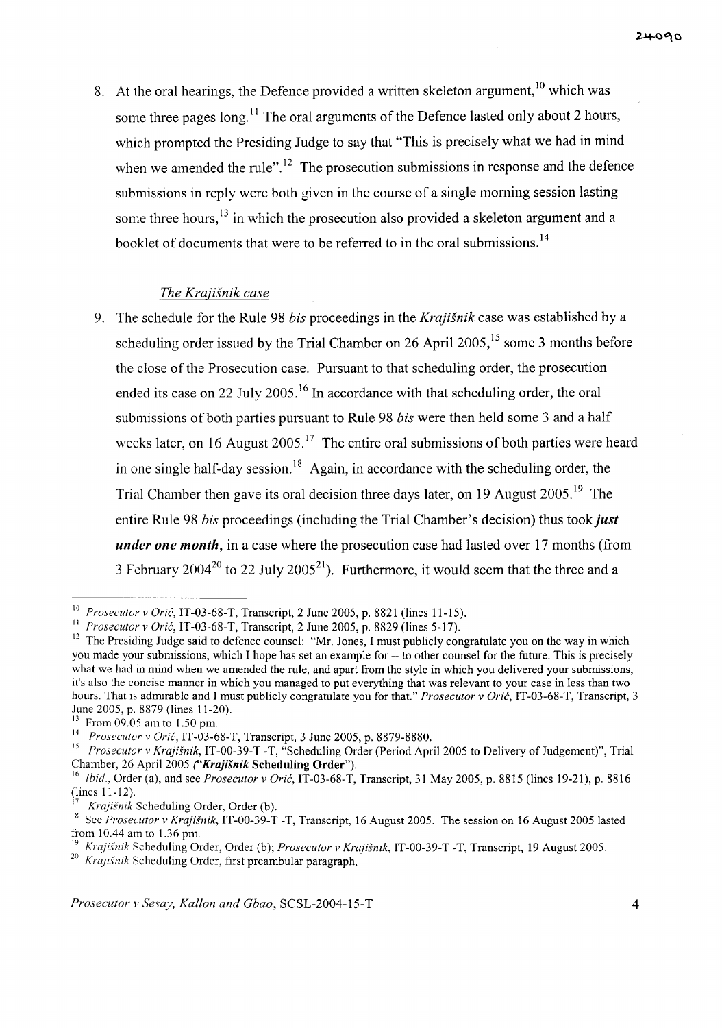8. At the oral hearings, the Defence provided a written skeleton argument,[10] which was some three pages long.[11] The oral arguments of the Defence lasted only about 2 hours, which prompted the Presiding Judge to say that "This is precisely what we had in mind when we amended the rule".[12] The prosecution submissions in response and the defence submissions in reply were both given in the course of a single morning session lasting some three hours,[13] in which the prosecution also provided a skeleton argument and a booklet of documents that were to be referred to in the oral submissions.[14]

### *The Krajišnik case*

9. The schedule for the Rule 98 *bis* proceedings in the *Krajišnik* case was established by a scheduling order issued by the Trial Chamber on 26 April 2005,[15] some 3 months before the close of the Prosecution case. Pursuant to that scheduling order, the prosecution ended its case on 22 July 2005.[16] In accordance with that scheduling order, the oral submissions of both parties pursuant to Rule 98 *bis* were then held some 3 and a half weeks later, on 16 August 2005.[17] The entire oral submissions of both parties were heard in one single half-day session.[18] Again, in accordance with the scheduling order, the Trial Chamber then gave its oral decision three days later, on 19 August 2005.[19] The entire Rule 98 *bis* proceedings (including the Trial Chamber's decision) thus took ***just under one month***, in a case where the prosecution case had lasted over 17 months (from 3 February 2004[20] to 22 July 2005[21]). Furthermore, it would seem that the three and a

---

[10] *Prosecutor v Orić*, IT-03-68-T, Transcript, 2 June 2005, p. 8821 (lines 11-15).

[11] *Prosecutor v Orić*, IT-03-68-T, Transcript, 2 June 2005, p. 8829 (lines 5-17).

[12] The Presiding Judge said to defence counsel: "Mr. Jones, I must publicly congratulate you on the way in which you made your submissions, which I hope has set an example for -- to other counsel for the future. This is precisely what we had in mind when we amended the rule, and apart from the style in which you delivered your submissions, it's also the concise manner in which you managed to put everything that was relevant to your case in less than two hours. That is admirable and I must publicly congratulate you for that." *Prosecutor v Orić*, IT-03-68-T, Transcript, 3 June 2005, p. 8879 (lines 11-20).

[13] From 09.05 am to 1.50 pm.

[14] *Prosecutor v Orić*, IT-03-68-T, Transcript, 3 June 2005, p. 8879-8880.

[15] *Prosecutor v Krajišnik*, IT-00-39-T -T, "Scheduling Order (Period April 2005 to Delivery of Judgement)", Trial Chamber, 26 April 2005 (*"**Krajišnik** Scheduling Order"*).

[16] *Ibid.*, Order (a), and see *Prosecutor v Orić*, IT-03-68-T, Transcript, 31 May 2005, p. 8815 (lines 19-21), p. 8816 (lines 11-12).

[17] *Krajišnik* Scheduling Order, Order (b).

[18] See *Prosecutor v Krajišnik*, IT-00-39-T -T, Transcript, 16 August 2005. The session on 16 August 2005 lasted from 10.44 am to 1.36 pm.

[19] *Krajišnik* Scheduling Order, Order (b); *Prosecutor v Krajišnik*, IT-00-39-T -T, Transcript, 19 August 2005.

[20] *Krajišnik* Scheduling Order, first preambular paragraph,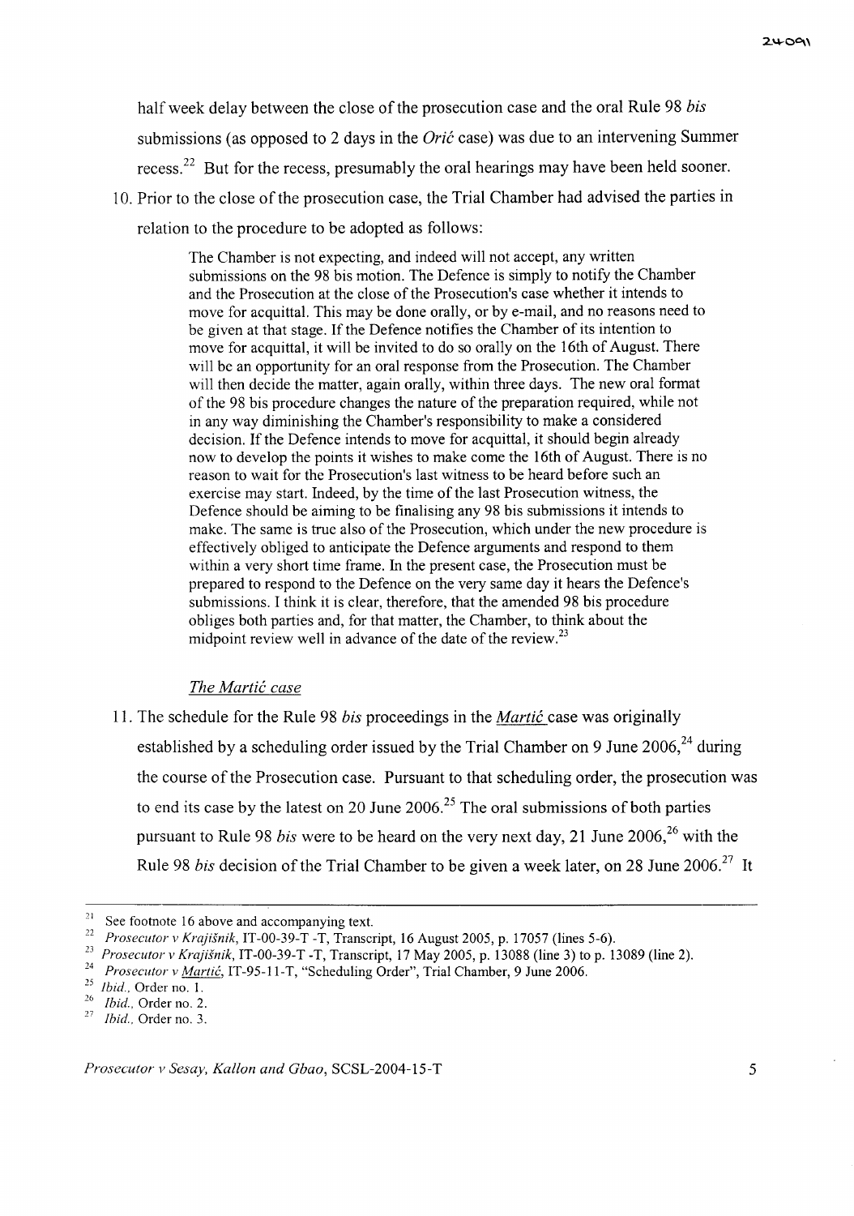half week delay between the close of the prosecution case and the oral Rule 98 *bis* submissions (as opposed to 2 days in the *Orić* case) was due to an intervening Summer recess.[22] But for the recess, presumably the oral hearings may have been held sooner.

10. Prior to the close of the prosecution case, the Trial Chamber had advised the parties in relation to the procedure to be adopted as follows:

> The Chamber is not expecting, and indeed will not accept, any written submissions on the 98 bis motion. The Defence is simply to notify the Chamber and the Prosecution at the close of the Prosecution's case whether it intends to move for acquittal. This may be done orally, or by e-mail, and no reasons need to be given at that stage. If the Defence notifies the Chamber of its intention to move for acquittal, it will be invited to do so orally on the 16th of August. There will be an opportunity for an oral response from the Prosecution. The Chamber will then decide the matter, again orally, within three days. The new oral format of the 98 bis procedure changes the nature of the preparation required, while not in any way diminishing the Chamber's responsibility to make a considered decision. If the Defence intends to move for acquittal, it should begin already now to develop the points it wishes to make come the 16th of August. There is no reason to wait for the Prosecution's last witness to be heard before such an exercise may start. Indeed, by the time of the last Prosecution witness, the Defence should be aiming to be finalising any 98 bis submissions it intends to make. The same is true also of the Prosecution, which under the new procedure is effectively obliged to anticipate the Defence arguments and respond to them within a very short time frame. In the present case, the Prosecution must be prepared to respond to the Defence on the very same day it hears the Defence's submissions. I think it is clear, therefore, that the amended 98 bis procedure obliges both parties and, for that matter, the Chamber, to think about the midpoint review well in advance of the date of the review.[23]

### *The Martić case*

11. The schedule for the Rule 98 *bis* proceedings in the *Martić* case was originally established by a scheduling order issued by the Trial Chamber on 9 June 2006,[24] during the course of the Prosecution case. Pursuant to that scheduling order, the prosecution was to end its case by the latest on 20 June 2006.[25] The oral submissions of both parties pursuant to Rule 98 *bis* were to be heard on the very next day, 21 June 2006,[26] with the Rule 98 *bis* decision of the Trial Chamber to be given a week later, on 28 June 2006.[27] It

---

[21] See footnote 16 above and accompanying text.

[22] *Prosecutor v Krajišnik*, IT-00-39-T -T, Transcript, 16 August 2005, p. 17057 (lines 5-6).

[23] *Prosecutor v Krajišnik*, IT-00-39-T -T, Transcript, 17 May 2005, p. 13088 (line 3) to p. 13089 (line 2).

[24] *Prosecutor v Martić*, IT-95-11-T, "Scheduling Order", Trial Chamber, 9 June 2006.

[25] *Ibid.*, Order no. 1.

[26] *Ibid.*, Order no. 2.

[27] *Ibid.*, Order no. 3.

*Prosecutor v Sesay, Kallon and Gbao*, SCSL-2004-15-T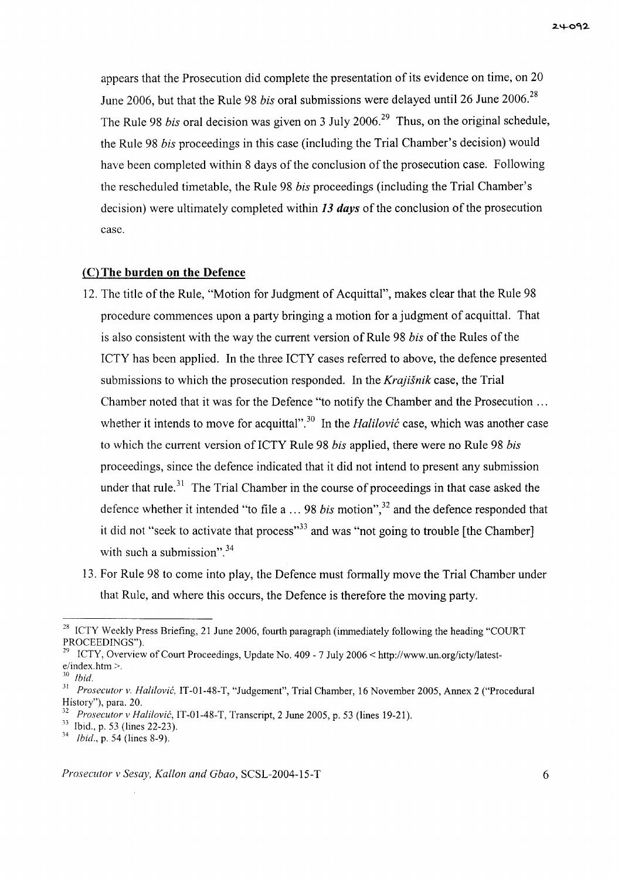appears that the Prosecution did complete the presentation of its evidence on time, on 20 June 2006, but that the Rule 98 *bis* oral submissions were delayed until 26 June 2006.[28] The Rule 98 *bis* oral decision was given on 3 July 2006.[29] Thus, on the original schedule, the Rule 98 *bis* proceedings in this case (including the Trial Chamber's decision) would have been completed within 8 days of the conclusion of the prosecution case. Following the rescheduled timetable, the Rule 98 *bis* proceedings (including the Trial Chamber's decision) were ultimately completed within ***13 days*** of the conclusion of the prosecution case.

## (C) The burden on the Defence

12. The title of the Rule, "Motion for Judgment of Acquittal", makes clear that the Rule 98 procedure commences upon a party bringing a motion for a judgment of acquittal. That is also consistent with the way the current version of Rule 98 *bis* of the Rules of the ICTY has been applied. In the three ICTY cases referred to above, the defence presented submissions to which the prosecution responded. In the *Krajišnik* case, the Trial Chamber noted that it was for the Defence "to notify the Chamber and the Prosecution … whether it intends to move for acquittal".[30] In the *Halilović* case, which was another case to which the current version of ICTY Rule 98 *bis* applied, there were no Rule 98 *bis* proceedings, since the defence indicated that it did not intend to present any submission under that rule.[31] The Trial Chamber in the course of proceedings in that case asked the defence whether it intended "to file a … 98 *bis* motion",[32] and the defence responded that it did not "seek to activate that process"[33] and was "not going to trouble [the Chamber] with such a submission".[34]

13. For Rule 98 to come into play, the Defence must formally move the Trial Chamber under that Rule, and where this occurs, the Defence is therefore the moving party.

---

[28] ICTY Weekly Press Briefing, 21 June 2006, fourth paragraph (immediately following the heading "COURT PROCEEDINGS").

[29] ICTY, Overview of Court Proceedings, Update No. 409 - 7 July 2006 < http://www.un.org/icty/latest-e/index.htm >.

[30] *Ibid.*

[31] *Prosecutor v. Halilović*, IT-01-48-T, "Judgement", Trial Chamber, 16 November 2005, Annex 2 ("Procedural History"), para. 20.

[32] *Prosecutor v Halilović*, IT-01-48-T, Transcript, 2 June 2005, p. 53 (lines 19-21).

[33] Ibid., p. 53 (lines 22-23).

[34] *Ibid.*, p. 54 (lines 8-9).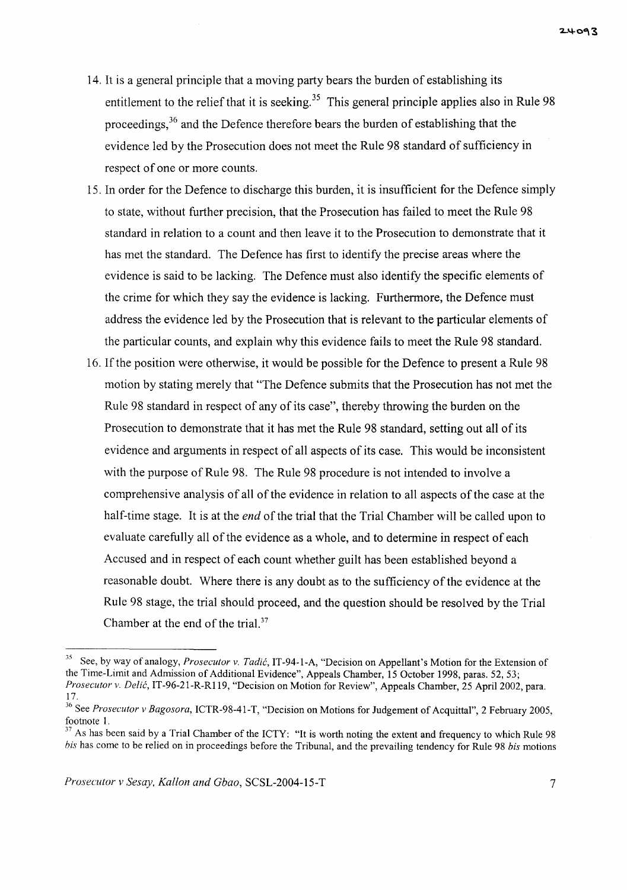14. It is a general principle that a moving party bears the burden of establishing its entitlement to the relief that it is seeking.[35] This general principle applies also in Rule 98 proceedings,[36] and the Defence therefore bears the burden of establishing that the evidence led by the Prosecution does not meet the Rule 98 standard of sufficiency in respect of one or more counts.

15. In order for the Defence to discharge this burden, it is insufficient for the Defence simply to state, without further precision, that the Prosecution has failed to meet the Rule 98 standard in relation to a count and then leave it to the Prosecution to demonstrate that it has met the standard. The Defence has first to identify the precise areas where the evidence is said to be lacking. The Defence must also identify the specific elements of the crime for which they say the evidence is lacking. Furthermore, the Defence must address the evidence led by the Prosecution that is relevant to the particular elements of the particular counts, and explain why this evidence fails to meet the Rule 98 standard.

16. If the position were otherwise, it would be possible for the Defence to present a Rule 98 motion by stating merely that "The Defence submits that the Prosecution has not met the Rule 98 standard in respect of any of its case", thereby throwing the burden on the Prosecution to demonstrate that it has met the Rule 98 standard, setting out all of its evidence and arguments in respect of all aspects of its case. This would be inconsistent with the purpose of Rule 98. The Rule 98 procedure is not intended to involve a comprehensive analysis of all of the evidence in relation to all aspects of the case at the half-time stage. It is at the *end* of the trial that the Trial Chamber will be called upon to evaluate carefully all of the evidence as a whole, and to determine in respect of each Accused and in respect of each count whether guilt has been established beyond a reasonable doubt. Where there is any doubt as to the sufficiency of the evidence at the Rule 98 stage, the trial should proceed, and the question should be resolved by the Trial Chamber at the end of the trial.[37]

---

[35] See, by way of analogy, *Prosecutor v. Tadić*, IT-94-1-A, "Decision on Appellant's Motion for the Extension of the Time-Limit and Admission of Additional Evidence", Appeals Chamber, 15 October 1998, paras. 52, 53; *Prosecutor v. Delić*, IT-96-21-R-R119, "Decision on Motion for Review", Appeals Chamber, 25 April 2002, para. 17.

[36] See *Prosecutor v Bagosora*, ICTR-98-41-T, "Decision on Motions for Judgement of Acquittal", 2 February 2005, footnote 1.

[37] As has been said by a Trial Chamber of the ICTY: "It is worth noting the extent and frequency to which Rule 98 *bis* has come to be relied on in proceedings before the Tribunal, and the prevailing tendency for Rule 98 *bis* motions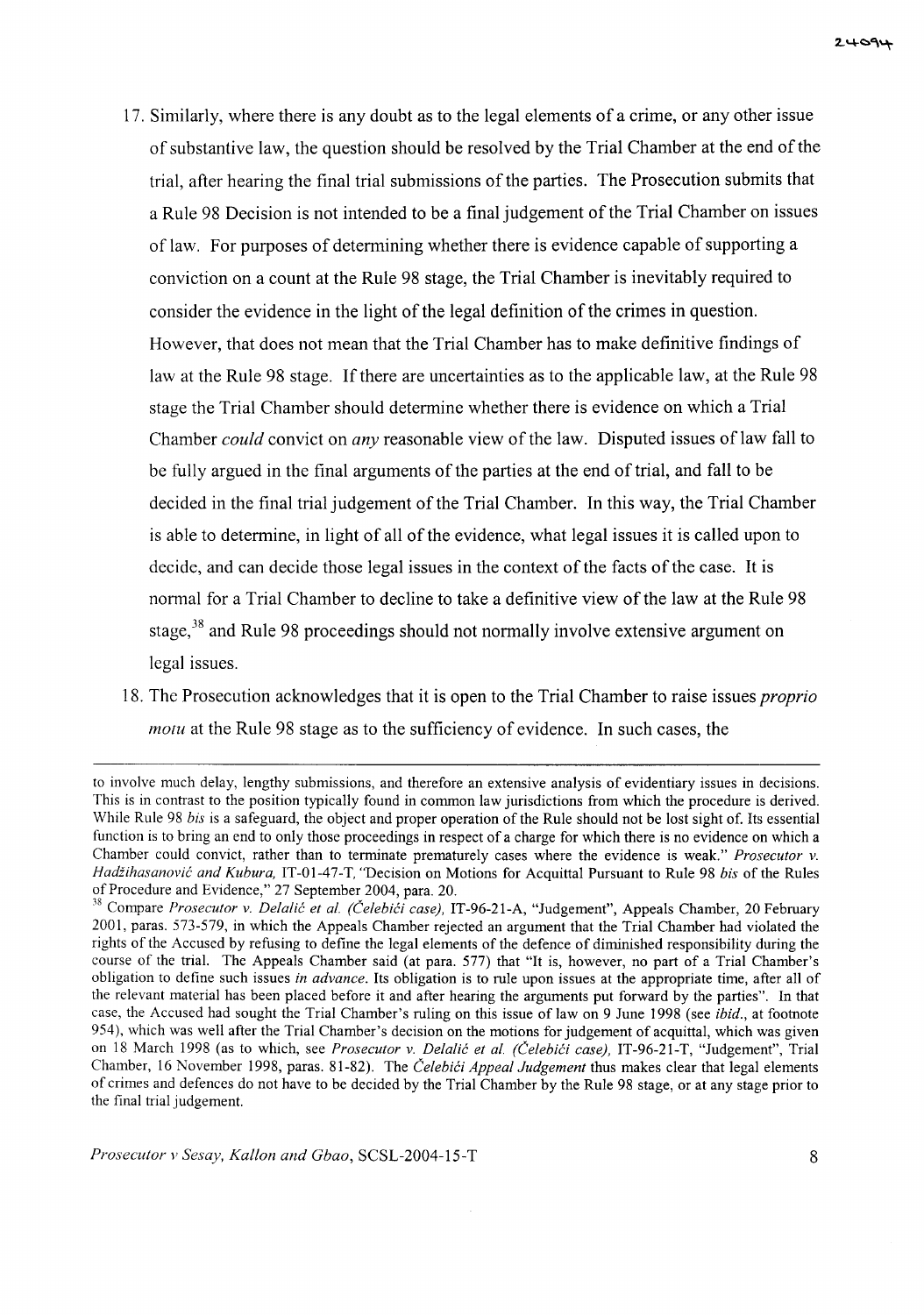17. Similarly, where there is any doubt as to the legal elements of a crime, or any other issue of substantive law, the question should be resolved by the Trial Chamber at the end of the trial, after hearing the final trial submissions of the parties. The Prosecution submits that a Rule 98 Decision is not intended to be a final judgement of the Trial Chamber on issues of law. For purposes of determining whether there is evidence capable of supporting a conviction on a count at the Rule 98 stage, the Trial Chamber is inevitably required to consider the evidence in the light of the legal definition of the crimes in question. However, that does not mean that the Trial Chamber has to make definitive findings of law at the Rule 98 stage. If there are uncertainties as to the applicable law, at the Rule 98 stage the Trial Chamber should determine whether there is evidence on which a Trial Chamber *could* convict on *any* reasonable view of the law. Disputed issues of law fall to be fully argued in the final arguments of the parties at the end of trial, and fall to be decided in the final trial judgement of the Trial Chamber. In this way, the Trial Chamber is able to determine, in light of all of the evidence, what legal issues it is called upon to decide, and can decide those legal issues in the context of the facts of the case. It is normal for a Trial Chamber to decline to take a definitive view of the law at the Rule 98 stage,[38] and Rule 98 proceedings should not normally involve extensive argument on legal issues.

18. The Prosecution acknowledges that it is open to the Trial Chamber to raise issues *proprio motu* at the Rule 98 stage as to the sufficiency of evidence. In such cases, the

---

to involve much delay, lengthy submissions, and therefore an extensive analysis of evidentiary issues in decisions. This is in contrast to the position typically found in common law jurisdictions from which the procedure is derived. While Rule 98 *bis* is a safeguard, the object and proper operation of the Rule should not be lost sight of. Its essential function is to bring an end to only those proceedings in respect of a charge for which there is no evidence on which a Chamber could convict, rather than to terminate prematurely cases where the evidence is weak." *Prosecutor v. Hadžihasanović and Kubura*, IT-01-47-T, "Decision on Motions for Acquittal Pursuant to Rule 98 *bis* of the Rules of Procedure and Evidence," 27 September 2004, para. 20.

[38] Compare *Prosecutor v. Delalić et al. (Čelebići case)*, IT-96-21-A, "Judgement", Appeals Chamber, 20 February 2001, paras. 573-579, in which the Appeals Chamber rejected an argument that the Trial Chamber had violated the rights of the Accused by refusing to define the legal elements of the defence of diminished responsibility during the course of the trial. The Appeals Chamber said (at para. 577) that "It is, however, no part of a Trial Chamber's obligation to define such issues *in advance*. Its obligation is to rule upon issues at the appropriate time, after all of the relevant material has been placed before it and after hearing the arguments put forward by the parties". In that case, the Accused had sought the Trial Chamber's ruling on this issue of law on 9 June 1998 (see *ibid.*, at footnote 954), which was well after the Trial Chamber's decision on the motions for judgement of acquittal, which was given on 18 March 1998 (as to which, see *Prosecutor v. Delalić et al. (Čelebići case)*, IT-96-21-T, "Judgement", Trial Chamber, 16 November 1998, paras. 81-82). The *Čelebići Appeal Judgement* thus makes clear that legal elements of crimes and defences do not have to be decided by the Trial Chamber by the Rule 98 stage, or at any stage prior to the final trial judgement.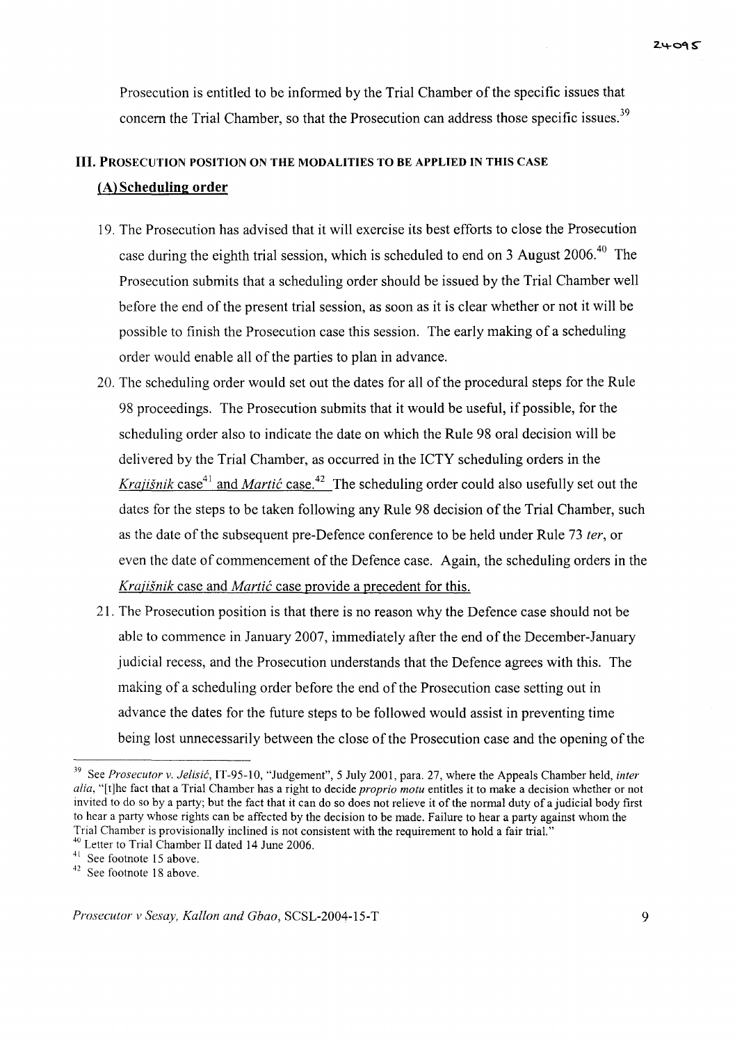Prosecution is entitled to be informed by the Trial Chamber of the specific issues that concern the Trial Chamber, so that the Prosecution can address those specific issues.[39]

## III. PROSECUTION POSITION ON THE MODALITIES TO BE APPLIED IN THIS CASE

### (A) Scheduling order

19. The Prosecution has advised that it will exercise its best efforts to close the Prosecution case during the eighth trial session, which is scheduled to end on 3 August 2006.[40] The Prosecution submits that a scheduling order should be issued by the Trial Chamber well before the end of the present trial session, as soon as it is clear whether or not it will be possible to finish the Prosecution case this session. The early making of a scheduling order would enable all of the parties to plan in advance.

20. The scheduling order would set out the dates for all of the procedural steps for the Rule 98 proceedings. The Prosecution submits that it would be useful, if possible, for the scheduling order also to indicate the date on which the Rule 98 oral decision will be delivered by the Trial Chamber, as occurred in the ICTY scheduling orders in the *Krajišnik* case[41] and *Martić* case.[42] The scheduling order could also usefully set out the dates for the steps to be taken following any Rule 98 decision of the Trial Chamber, such as the date of the subsequent pre-Defence conference to be held under Rule 73 *ter*, or even the date of commencement of the Defence case. Again, the scheduling orders in the *Krajišnik* case and *Martić* case provide a precedent for this.

21. The Prosecution position is that there is no reason why the Defence case should not be able to commence in January 2007, immediately after the end of the December-January judicial recess, and the Prosecution understands that the Defence agrees with this. The making of a scheduling order before the end of the Prosecution case setting out in advance the dates for the future steps to be followed would assist in preventing time being lost unnecessarily between the close of the Prosecution case and the opening of the

---

[39] See *Prosecutor v. Jelisić*, IT-95-10, "Judgement", 5 July 2001, para. 27, where the Appeals Chamber held, *inter alia*, "[t]he fact that a Trial Chamber has a right to decide *proprio motu* entitles it to make a decision whether or not invited to do so by a party; but the fact that it can do so does not relieve it of the normal duty of a judicial body first to hear a party whose rights can be affected by the decision to be made. Failure to hear a party against whom the Trial Chamber is provisionally inclined is not consistent with the requirement to hold a fair trial."

[40] Letter to Trial Chamber II dated 14 June 2006.

[41] See footnote 15 above.

[42] See footnote 18 above.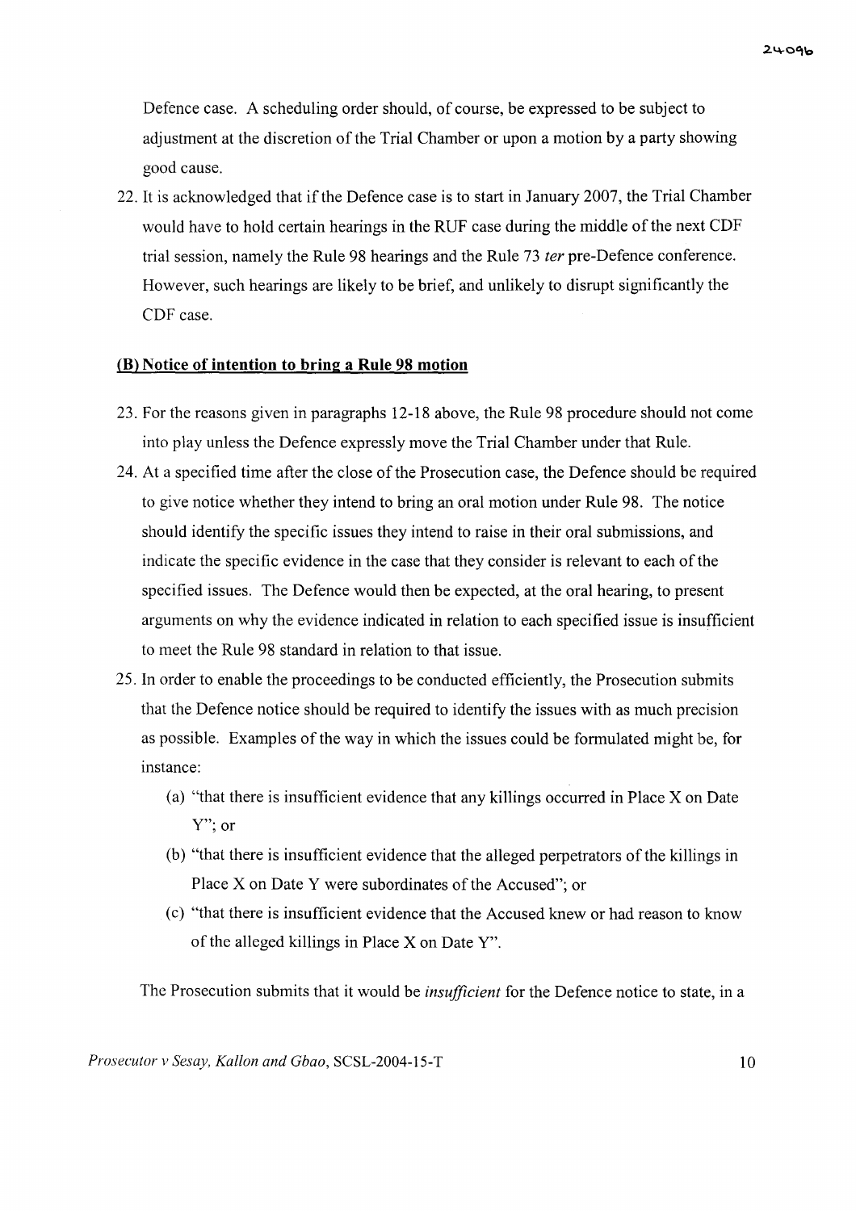Defence case. A scheduling order should, of course, be expressed to be subject to adjustment at the discretion of the Trial Chamber or upon a motion by a party showing good cause.

22. It is acknowledged that if the Defence case is to start in January 2007, the Trial Chamber would have to hold certain hearings in the RUF case during the middle of the next CDF trial session, namely the Rule 98 hearings and the Rule 73 *ter* pre-Defence conference. However, such hearings are likely to be brief, and unlikely to disrupt significantly the CDF case.

**(B) Notice of intention to bring a Rule 98 motion**

23. For the reasons given in paragraphs 12-18 above, the Rule 98 procedure should not come into play unless the Defence expressly move the Trial Chamber under that Rule.

24. At a specified time after the close of the Prosecution case, the Defence should be required to give notice whether they intend to bring an oral motion under Rule 98. The notice should identify the specific issues they intend to raise in their oral submissions, and indicate the specific evidence in the case that they consider is relevant to each of the specified issues. The Defence would then be expected, at the oral hearing, to present arguments on why the evidence indicated in relation to each specified issue is insufficient to meet the Rule 98 standard in relation to that issue.

25. In order to enable the proceedings to be conducted efficiently, the Prosecution submits that the Defence notice should be required to identify the issues with as much precision as possible. Examples of the way in which the issues could be formulated might be, for instance:

    (a) "that there is insufficient evidence that any killings occurred in Place X on Date Y"; or

    (b) "that there is insufficient evidence that the alleged perpetrators of the killings in Place X on Date Y were subordinates of the Accused"; or

    (c) "that there is insufficient evidence that the Accused knew or had reason to know of the alleged killings in Place X on Date Y".

The Prosecution submits that it would be *insufficient* for the Defence notice to state, in a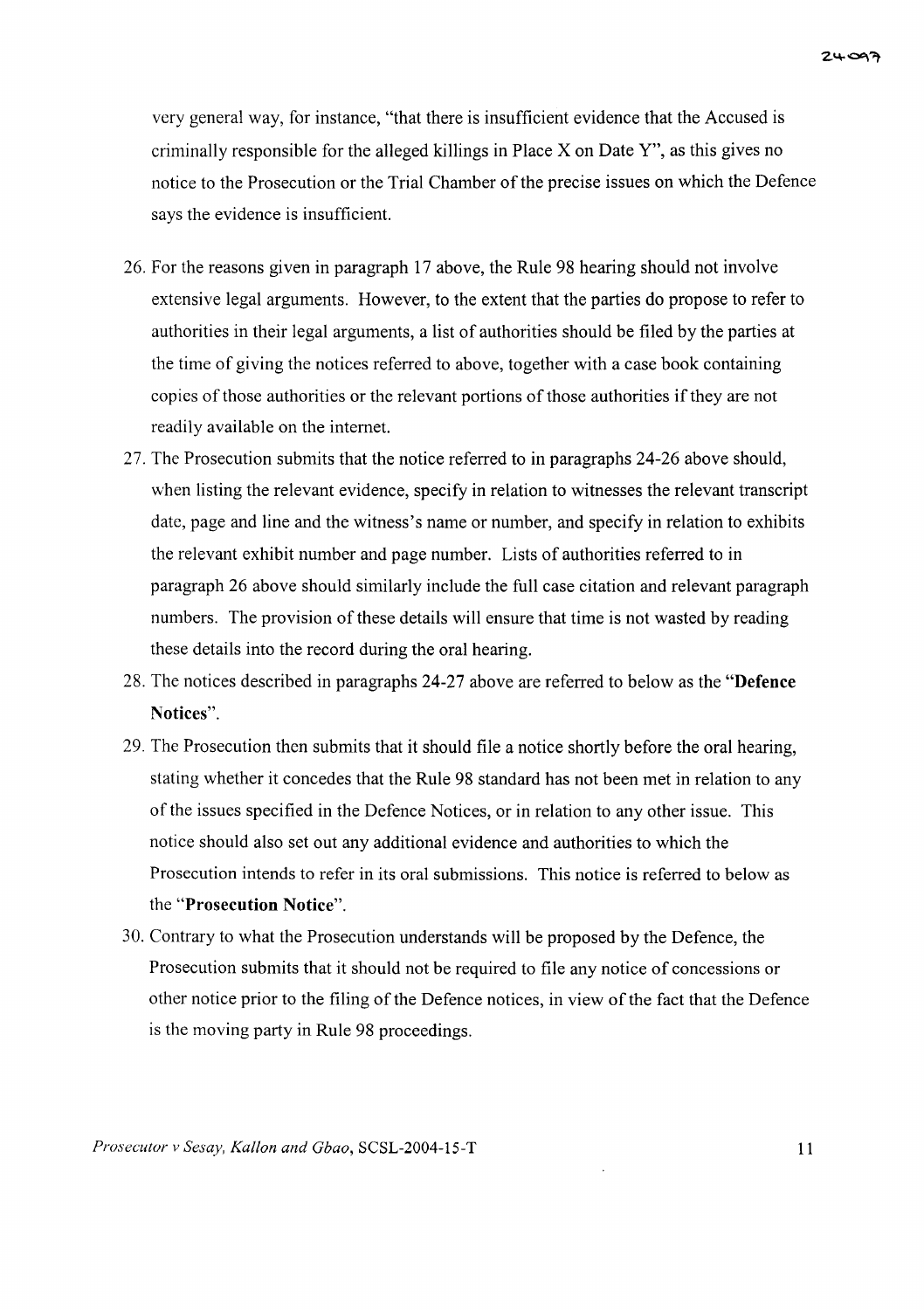very general way, for instance, "that there is insufficient evidence that the Accused is criminally responsible for the alleged killings in Place X on Date Y", as this gives no notice to the Prosecution or the Trial Chamber of the precise issues on which the Defence says the evidence is insufficient.

26. For the reasons given in paragraph 17 above, the Rule 98 hearing should not involve extensive legal arguments. However, to the extent that the parties do propose to refer to authorities in their legal arguments, a list of authorities should be filed by the parties at the time of giving the notices referred to above, together with a case book containing copies of those authorities or the relevant portions of those authorities if they are not readily available on the internet.

27. The Prosecution submits that the notice referred to in paragraphs 24-26 above should, when listing the relevant evidence, specify in relation to witnesses the relevant transcript date, page and line and the witness's name or number, and specify in relation to exhibits the relevant exhibit number and page number. Lists of authorities referred to in paragraph 26 above should similarly include the full case citation and relevant paragraph numbers. The provision of these details will ensure that time is not wasted by reading these details into the record during the oral hearing.

28. The notices described in paragraphs 24-27 above are referred to below as the "**Defence Notices**".

29. The Prosecution then submits that it should file a notice shortly before the oral hearing, stating whether it concedes that the Rule 98 standard has not been met in relation to any of the issues specified in the Defence Notices, or in relation to any other issue. This notice should also set out any additional evidence and authorities to which the Prosecution intends to refer in its oral submissions. This notice is referred to below as the "**Prosecution Notice**".

30. Contrary to what the Prosecution understands will be proposed by the Defence, the Prosecution submits that it should not be required to file any notice of concessions or other notice prior to the filing of the Defence notices, in view of the fact that the Defence is the moving party in Rule 98 proceedings.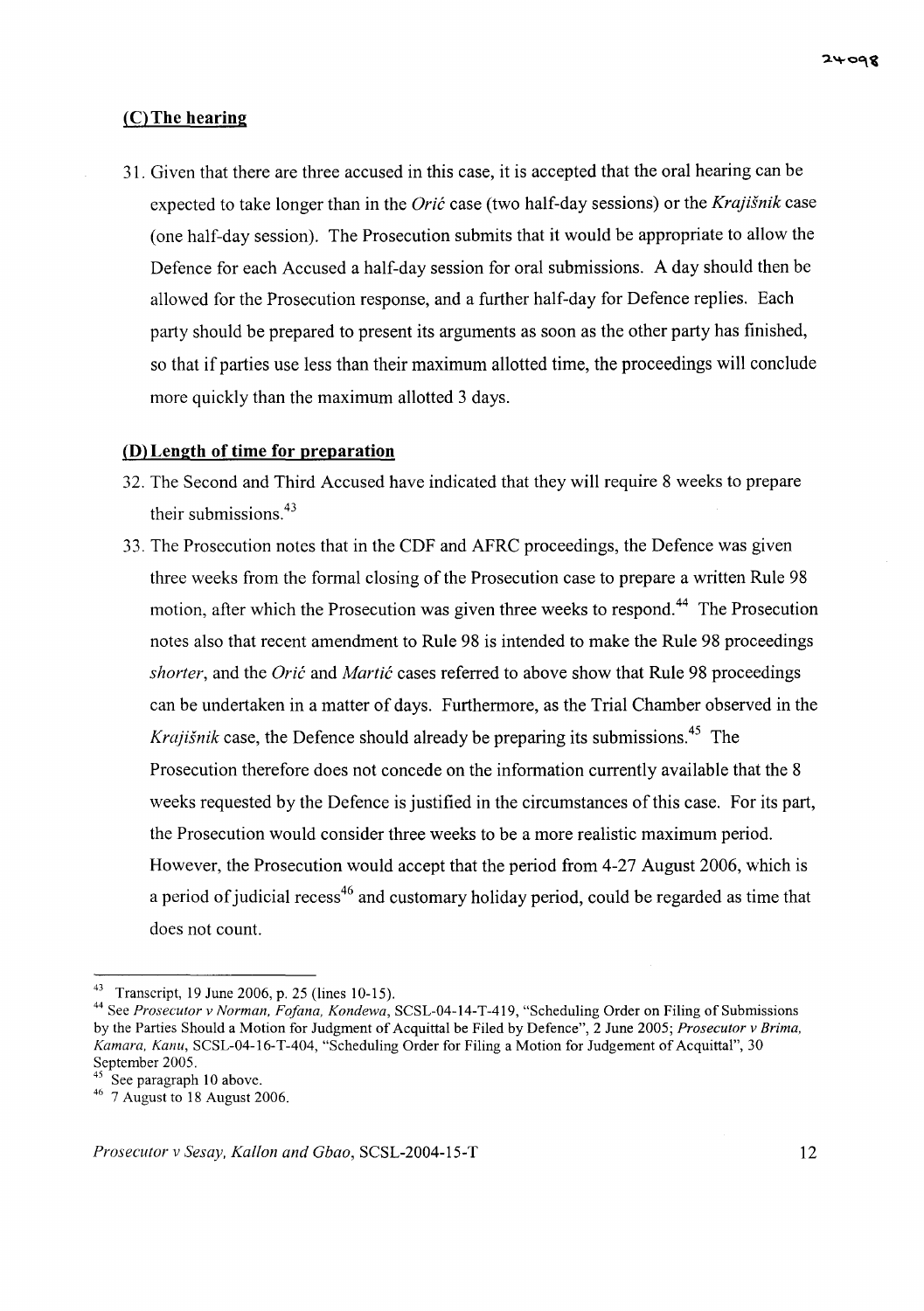## (C) The hearing

31. Given that there are three accused in this case, it is accepted that the oral hearing can be expected to take longer than in the *Orić* case (two half-day sessions) or the *Krajišnik* case (one half-day session). The Prosecution submits that it would be appropriate to allow the Defence for each Accused a half-day session for oral submissions. A day should then be allowed for the Prosecution response, and a further half-day for Defence replies. Each party should be prepared to present its arguments as soon as the other party has finished, so that if parties use less than their maximum allotted time, the proceedings will conclude more quickly than the maximum allotted 3 days.

## (D) Length of time for preparation

32. The Second and Third Accused have indicated that they will require 8 weeks to prepare their submissions.[43]

33. The Prosecution notes that in the CDF and AFRC proceedings, the Defence was given three weeks from the formal closing of the Prosecution case to prepare a written Rule 98 motion, after which the Prosecution was given three weeks to respond.[44] The Prosecution notes also that recent amendment to Rule 98 is intended to make the Rule 98 proceedings *shorter*, and the *Orić* and *Martić* cases referred to above show that Rule 98 proceedings can be undertaken in a matter of days. Furthermore, as the Trial Chamber observed in the *Krajišnik* case, the Defence should already be preparing its submissions.[45] The Prosecution therefore does not concede on the information currently available that the 8 weeks requested by the Defence is justified in the circumstances of this case. For its part, the Prosecution would consider three weeks to be a more realistic maximum period. However, the Prosecution would accept that the period from 4-27 August 2006, which is a period of judicial recess[46] and customary holiday period, could be regarded as time that does not count.

---

[43] Transcript, 19 June 2006, p. 25 (lines 10-15).

[44] See *Prosecutor v Norman, Fofana, Kondewa*, SCSL-04-14-T-419, "Scheduling Order on Filing of Submissions by the Parties Should a Motion for Judgment of Acquittal be Filed by Defence", 2 June 2005; *Prosecutor v Brima, Kamara, Kanu*, SCSL-04-16-T-404, "Scheduling Order for Filing a Motion for Judgement of Acquittal", 30 September 2005.

[45] See paragraph 10 above.

[46] 7 August to 18 August 2006.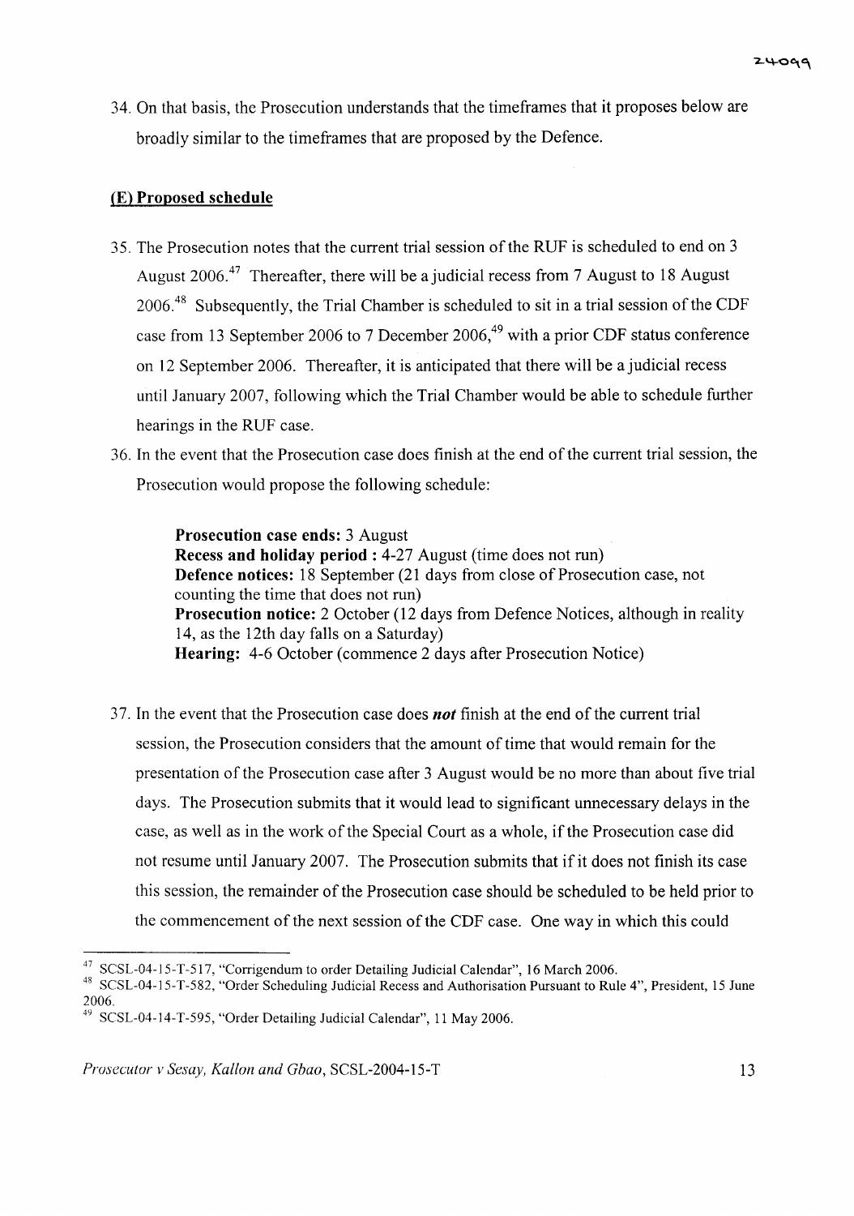34. On that basis, the Prosecution understands that the timeframes that it proposes below are broadly similar to the timeframes that are proposed by the Defence.

## (E) Proposed schedule

35. The Prosecution notes that the current trial session of the RUF is scheduled to end on 3 August 2006.[47] Thereafter, there will be a judicial recess from 7 August to 18 August 2006.[48] Subsequently, the Trial Chamber is scheduled to sit in a trial session of the CDF case from 13 September 2006 to 7 December 2006,[49] with a prior CDF status conference on 12 September 2006. Thereafter, it is anticipated that there will be a judicial recess until January 2007, following which the Trial Chamber would be able to schedule further hearings in the RUF case.

36. In the event that the Prosecution case does finish at the end of the current trial session, the Prosecution would propose the following schedule:

> **Prosecution case ends:** 3 August
> **Recess and holiday period :** 4-27 August (time does not run)
> **Defence notices:** 18 September (21 days from close of Prosecution case, not counting the time that does not run)
> **Prosecution notice:** 2 October (12 days from Defence Notices, although in reality 14, as the 12th day falls on a Saturday)
> **Hearing:** 4-6 October (commence 2 days after Prosecution Notice)

37. In the event that the Prosecution case does ***not*** finish at the end of the current trial session, the Prosecution considers that the amount of time that would remain for the presentation of the Prosecution case after 3 August would be no more than about five trial days. The Prosecution submits that it would lead to significant unnecessary delays in the case, as well as in the work of the Special Court as a whole, if the Prosecution case did not resume until January 2007. The Prosecution submits that if it does not finish its case this session, the remainder of the Prosecution case should be scheduled to be held prior to the commencement of the next session of the CDF case. One way in which this could

---

[47] SCSL-04-15-T-517, "Corrigendum to order Detailing Judicial Calendar", 16 March 2006.

[48] SCSL-04-15-T-582, "Order Scheduling Judicial Recess and Authorisation Pursuant to Rule 4", President, 15 June 2006.

[49] SCSL-04-14-T-595, "Order Detailing Judicial Calendar", 11 May 2006.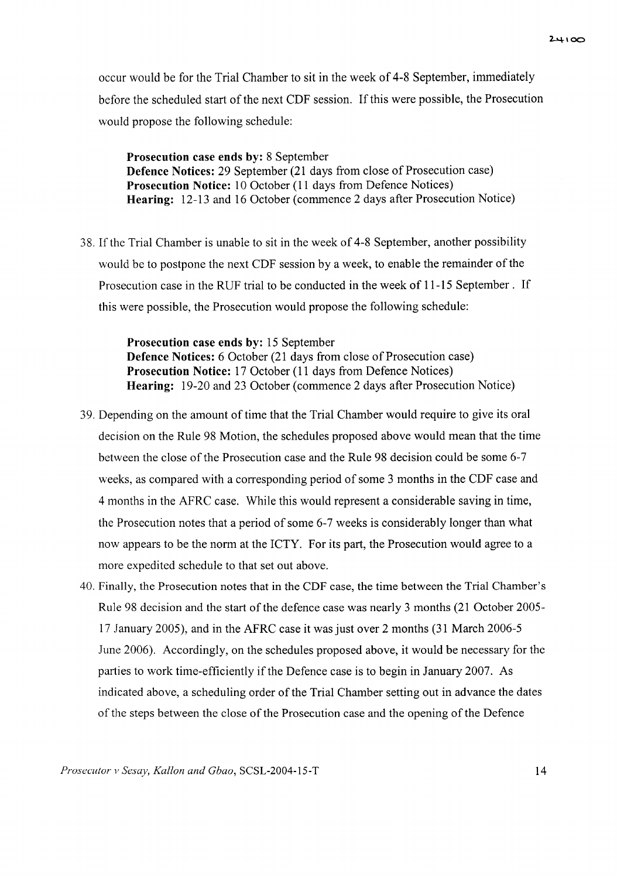occur would be for the Trial Chamber to sit in the week of 4-8 September, immediately before the scheduled start of the next CDF session. If this were possible, the Prosecution would propose the following schedule:

> **Prosecution case ends by:** 8 September
> **Defence Notices:** 29 September (21 days from close of Prosecution case)
> **Prosecution Notice:** 10 October (11 days from Defence Notices)
> **Hearing:** 12-13 and 16 October (commence 2 days after Prosecution Notice)

38. If the Trial Chamber is unable to sit in the week of 4-8 September, another possibility would be to postpone the next CDF session by a week, to enable the remainder of the Prosecution case in the RUF trial to be conducted in the week of 11-15 September . If this were possible, the Prosecution would propose the following schedule:

> **Prosecution case ends by:** 15 September
> **Defence Notices:** 6 October (21 days from close of Prosecution case)
> **Prosecution Notice:** 17 October (11 days from Defence Notices)
> **Hearing:** 19-20 and 23 October (commence 2 days after Prosecution Notice)

39. Depending on the amount of time that the Trial Chamber would require to give its oral decision on the Rule 98 Motion, the schedules proposed above would mean that the time between the close of the Prosecution case and the Rule 98 decision could be some 6-7 weeks, as compared with a corresponding period of some 3 months in the CDF case and 4 months in the AFRC case. While this would represent a considerable saving in time, the Prosecution notes that a period of some 6-7 weeks is considerably longer than what now appears to be the norm at the ICTY. For its part, the Prosecution would agree to a more expedited schedule to that set out above.

40. Finally, the Prosecution notes that in the CDF case, the time between the Trial Chamber's Rule 98 decision and the start of the defence case was nearly 3 months (21 October 2005-17 January 2005), and in the AFRC case it was just over 2 months (31 March 2006-5 June 2006). Accordingly, on the schedules proposed above, it would be necessary for the parties to work time-efficiently if the Defence case is to begin in January 2007. As indicated above, a scheduling order of the Trial Chamber setting out in advance the dates of the steps between the close of the Prosecution case and the opening of the Defence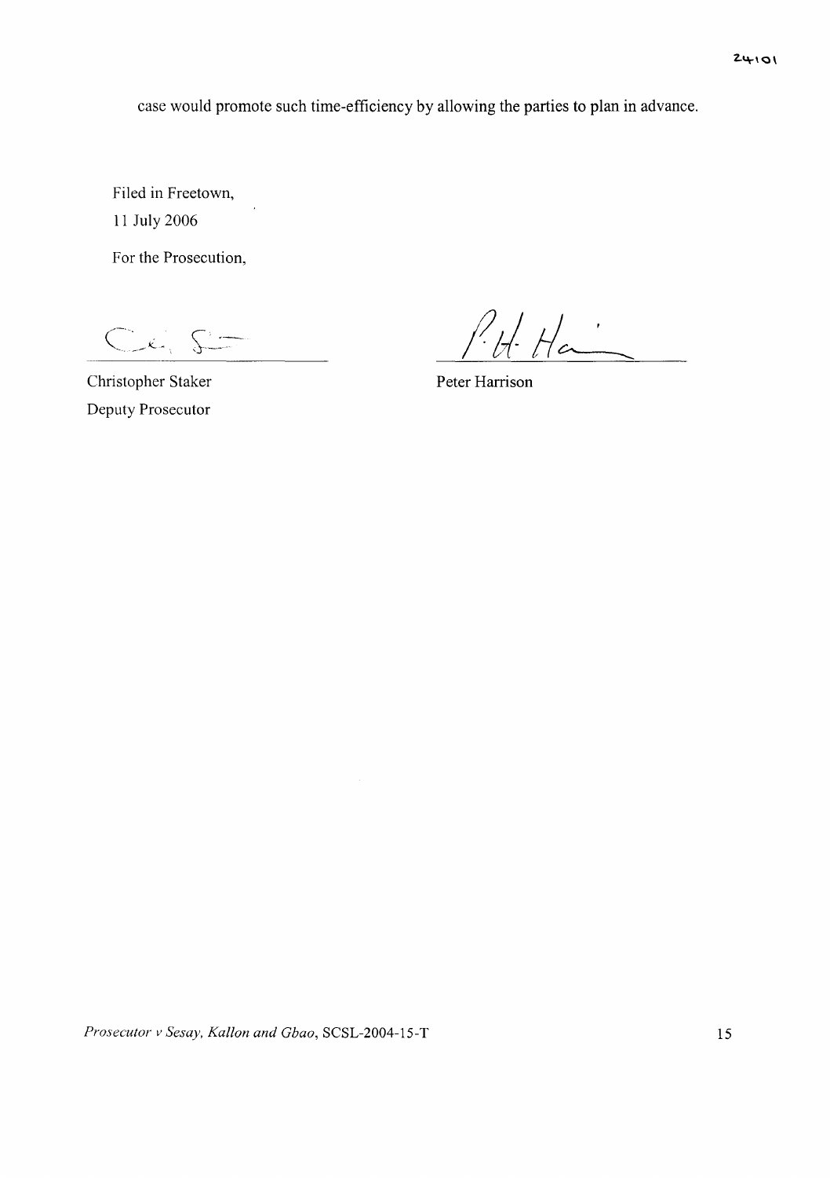case would promote such time-efficiency by allowing the parties to plan in advance.

Filed in Freetown,

11 July 2006

For the Prosecution,

| | |
|---|---|
| Christopher Staker | Peter Harrison |
| Deputy Prosecutor | |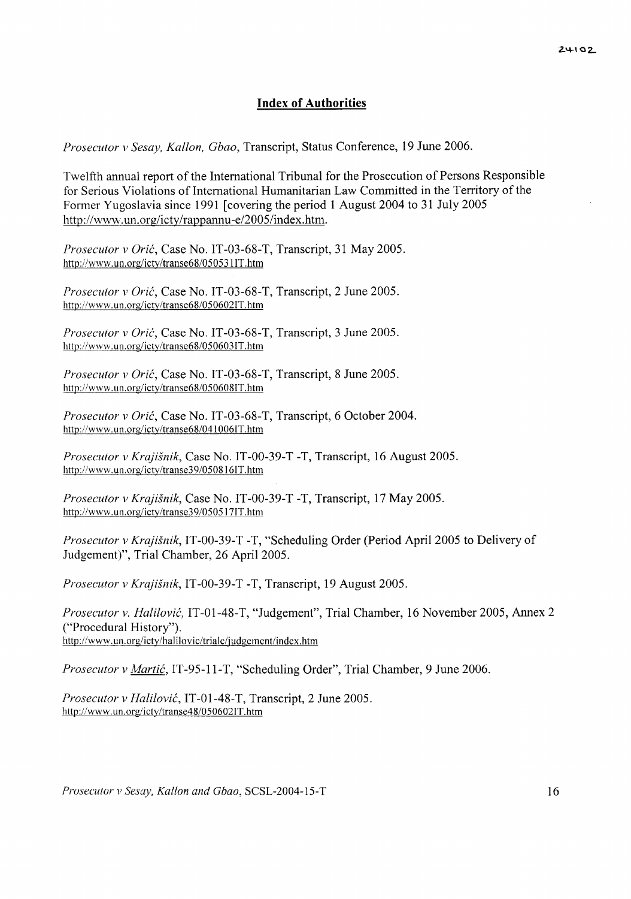## Index of Authorities

*Prosecutor v Sesay, Kallon, Gbao*, Transcript, Status Conference, 19 June 2006.

Twelfth annual report of the International Tribunal for the Prosecution of Persons Responsible for Serious Violations of International Humanitarian Law Committed in the Territory of the Former Yugoslavia since 1991 [covering the period 1 August 2004 to 31 July 2005 http://www.un.org/icty/rappannu-e/2005/index.htm.

*Prosecutor v Orić*, Case No. IT-03-68-T, Transcript, 31 May 2005.
http://www.un.org/icty/transe68/050531IT.htm

*Prosecutor v Orić*, Case No. IT-03-68-T, Transcript, 2 June 2005.
http://www.un.org/icty/transe68/050602IT.htm

*Prosecutor v Orić*, Case No. IT-03-68-T, Transcript, 3 June 2005.
http://www.un.org/icty/transe68/050603IT.htm

*Prosecutor v Orić*, Case No. IT-03-68-T, Transcript, 8 June 2005.
http://www.un.org/icty/transe68/050608IT.htm

*Prosecutor v Orić*, Case No. IT-03-68-T, Transcript, 6 October 2004.
http://www.un.org/icty/transe68/041006IT.htm

*Prosecutor v Krajišnik*, Case No. IT-00-39-T -T, Transcript, 16 August 2005.
http://www.un.org/icty/transe39/050816IT.htm

*Prosecutor v Krajišnik*, Case No. IT-00-39-T -T, Transcript, 17 May 2005.
http://www.un.org/icty/transe39/050517IT.htm

*Prosecutor v Krajišnik*, IT-00-39-T -T, "Scheduling Order (Period April 2005 to Delivery of Judgement)", Trial Chamber, 26 April 2005.

*Prosecutor v Krajišnik*, IT-00-39-T -T, Transcript, 19 August 2005.

*Prosecutor v. Halilović*, IT-01-48-T, "Judgement", Trial Chamber, 16 November 2005, Annex 2 ("Procedural History").
http://www.un.org/icty/halilovic/trialc/judgement/index.htm

*Prosecutor v Martić*, IT-95-11-T, "Scheduling Order", Trial Chamber, 9 June 2006.

*Prosecutor v Halilović*, IT-01-48-T, Transcript, 2 June 2005.
http://www.un.org/icty/transe48/050602IT.htm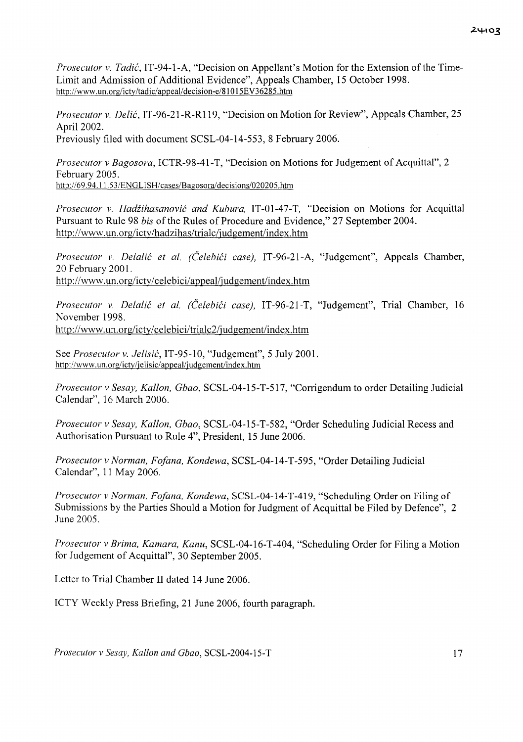*Prosecutor v. Tadić*, IT-94-1-A, "Decision on Appellant's Motion for the Extension of the Time-Limit and Admission of Additional Evidence", Appeals Chamber, 15 October 1998.
http://www.un.org/icty/tadic/appeal/decision-e/81015EV36285.htm

*Prosecutor v. Delić*, IT-96-21-R-R119, "Decision on Motion for Review", Appeals Chamber, 25 April 2002.
Previously filed with document SCSL-04-14-553, 8 February 2006.

*Prosecutor v Bagosora*, ICTR-98-41-T, "Decision on Motions for Judgement of Acquittal", 2 February 2005.
http://69.94.11.53/ENGLISH/cases/Bagosora/decisions/020205.htm

*Prosecutor v. Hadžihasanović and Kubura*, IT-01-47-T, "Decision on Motions for Acquittal Pursuant to Rule 98 *bis* of the Rules of Procedure and Evidence," 27 September 2004.
http://www.un.org/icty/hadzihas/trialc/judgement/index.htm

*Prosecutor v. Delalić et al. (Čelebići case)*, IT-96-21-A, "Judgement", Appeals Chamber, 20 February 2001.
http://www.un.org/icty/celebici/appeal/judgement/index.htm

*Prosecutor v. Delalić et al. (Čelebići case)*, IT-96-21-T, "Judgement", Trial Chamber, 16 November 1998.
http://www.un.org/icty/celebici/trialc2/judgement/index.htm

See *Prosecutor v. Jelisić*, IT-95-10, "Judgement", 5 July 2001.
http://www.un.org/icty/jelisic/appeal/judgement/index.htm

*Prosecutor v Sesay, Kallon, Gbao*, SCSL-04-15-T-517, "Corrigendum to order Detailing Judicial Calendar", 16 March 2006.

*Prosecutor v Sesay, Kallon, Gbao*, SCSL-04-15-T-582, "Order Scheduling Judicial Recess and Authorisation Pursuant to Rule 4", President, 15 June 2006.

*Prosecutor v Norman, Fofana, Kondewa*, SCSL-04-14-T-595, "Order Detailing Judicial Calendar", 11 May 2006.

*Prosecutor v Norman, Fofana, Kondewa*, SCSL-04-14-T-419, "Scheduling Order on Filing of Submissions by the Parties Should a Motion for Judgment of Acquittal be Filed by Defence", 2 June 2005.

*Prosecutor v Brima, Kamara, Kanu*, SCSL-04-16-T-404, "Scheduling Order for Filing a Motion for Judgement of Acquittal", 30 September 2005.

Letter to Trial Chamber II dated 14 June 2006.

ICTY Weekly Press Briefing, 21 June 2006, fourth paragraph.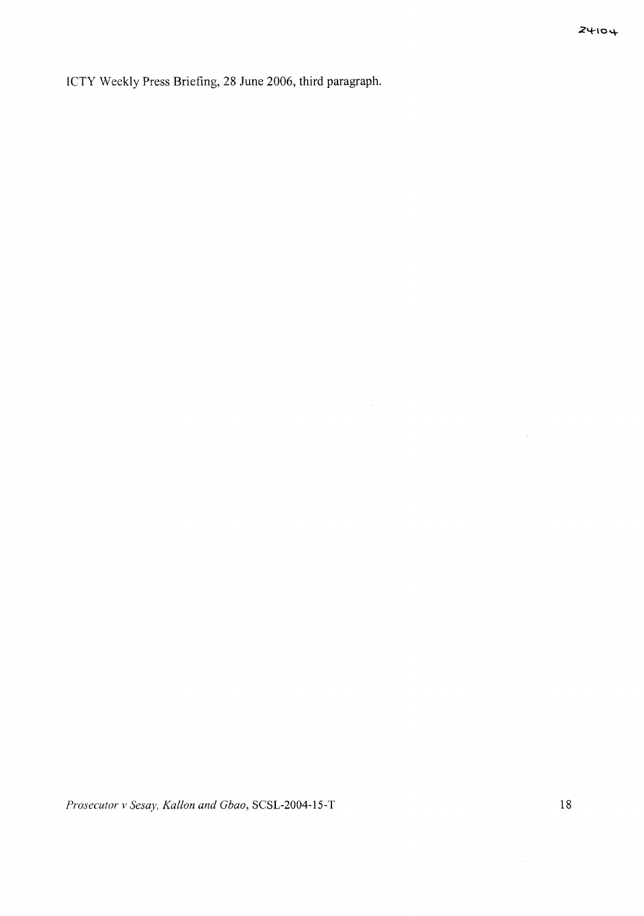ICTY Weekly Press Briefing, 28 June 2006, third paragraph.